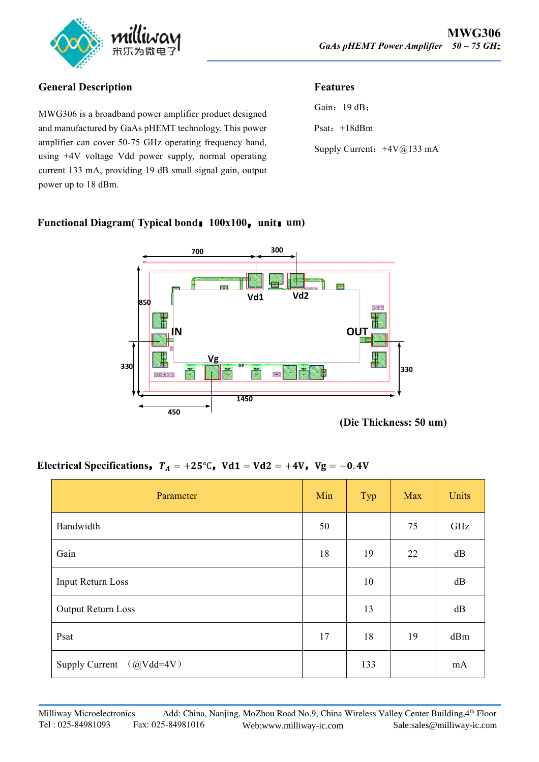**MWG306**

*GaAs pHEMT Power Amplifier 50 – 75 GHz*

## General Description

MWG306 is a broadband power amplifier product designed and manufactured by GaAs pHEMT technology. This power amplifier can cover 50-75 GHz operating frequency band, using +4V voltage Vdd power supply, normal operating current 133 mA, providing 19 dB small signal gain, output power up to 18 dBm.

## Features

Gain：19 dB；

Psat：+18dBm

Supply Current：+4V@133 mA

## Functional Diagram( Typical bond：100x100，unit：um)

700 300 850 Vd1 Vd2 IN OUT Vg 330 330 1450 450

(Die Thickness: 50 um)

## Electrical Specifications，$T_A = +25℃$，Vd1 = Vd2 = +4V，Vg = −0.4V

| Parameter | Min | Typ | Max | Units |
|---|---|---|---|---|
| Bandwidth | 50 | | 75 | GHz |
| Gain | 18 | 19 | 22 | dB |
| Input Return Loss | | 10 | | dB |
| Output Return Loss | | 13 | | dB |
| Psat | 17 | 18 | 19 | dBm |
| Supply Current （@Vdd=4V） | | 133 | | mA |

Milliway Microelectronics Add: China, Nanjing, MoZhou Road No.9, China Wireless Valley Center Building,4th Floor
Tel : 025-84981093 Fax: 025-84981016 Web:www.milliway-ic.com Sale:sales@milliway-ic.com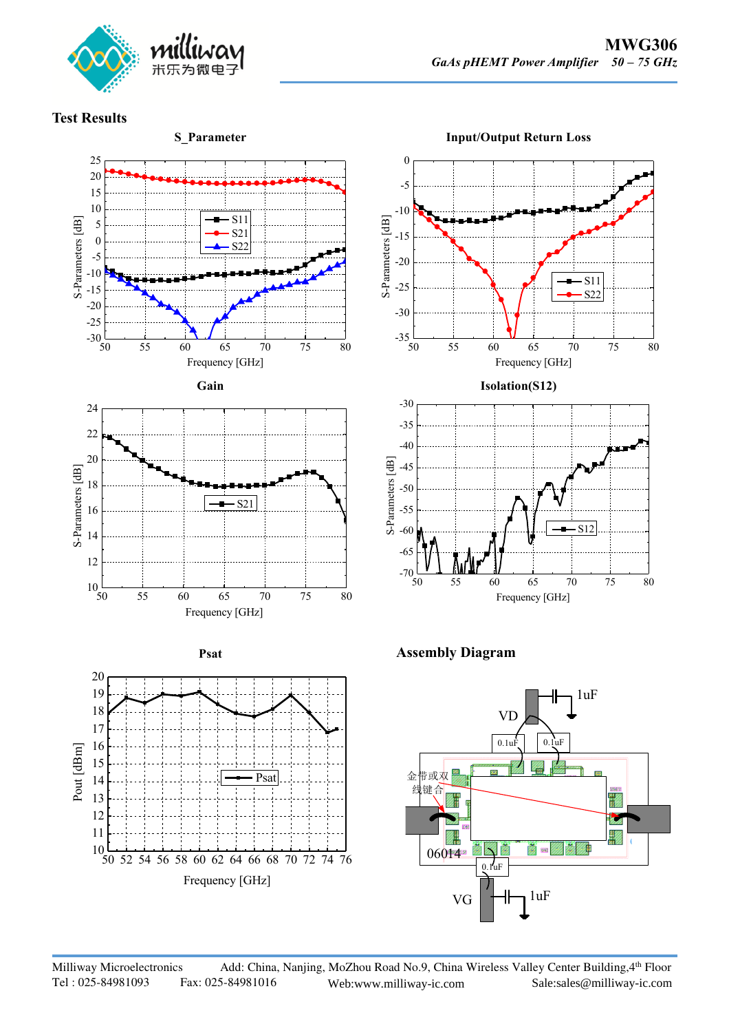## Test Results

S_Parameter

25
20
15
10
5
0
-5
-10
-15
-20
-25
-30

S-Parameters [dB]

S11
S21
S22

50 55 60 65 70 75 80

Frequency [GHz]

Input/Output Return Loss

0
-5
-10
-15
-20
-25
-30
-35

S-Parameters [dB]

S11
S22

50 55 60 65 70 75 80

Frequency [GHz]

Gain

24
22
20
18
16
14
12
10

S-Parameters [dB]

S21

50 55 60 65 70 75 80

Frequency [GHz]

Isolation(S12)

-30
-35
-40
-45
-50
-55
-60
-65
-70

S-Parameters [dB]

S12

50 55 60 65 70 75 80

Frequency [GHz]

Psat

20
19
18
17
16
15
14
13
12
11
10

Pout [dBm]

Psat

50 52 54 56 58 60 62 64 66 68 70 72 74 76

Frequency [GHz]

## Assembly Diagram

1uF
VD
0.1uF
0.1uF
金带或双线键合
06014
0.1uF
VG
1uF

Milliway Microelectronics Add: China, Nanjing, MoZhou Road No.9, China Wireless Valley Center Building,4th Floor
Tel : 025-84981093 Fax: 025-84981016 Web:www.milliway-ic.com Sale:sales@milliway-ic.com